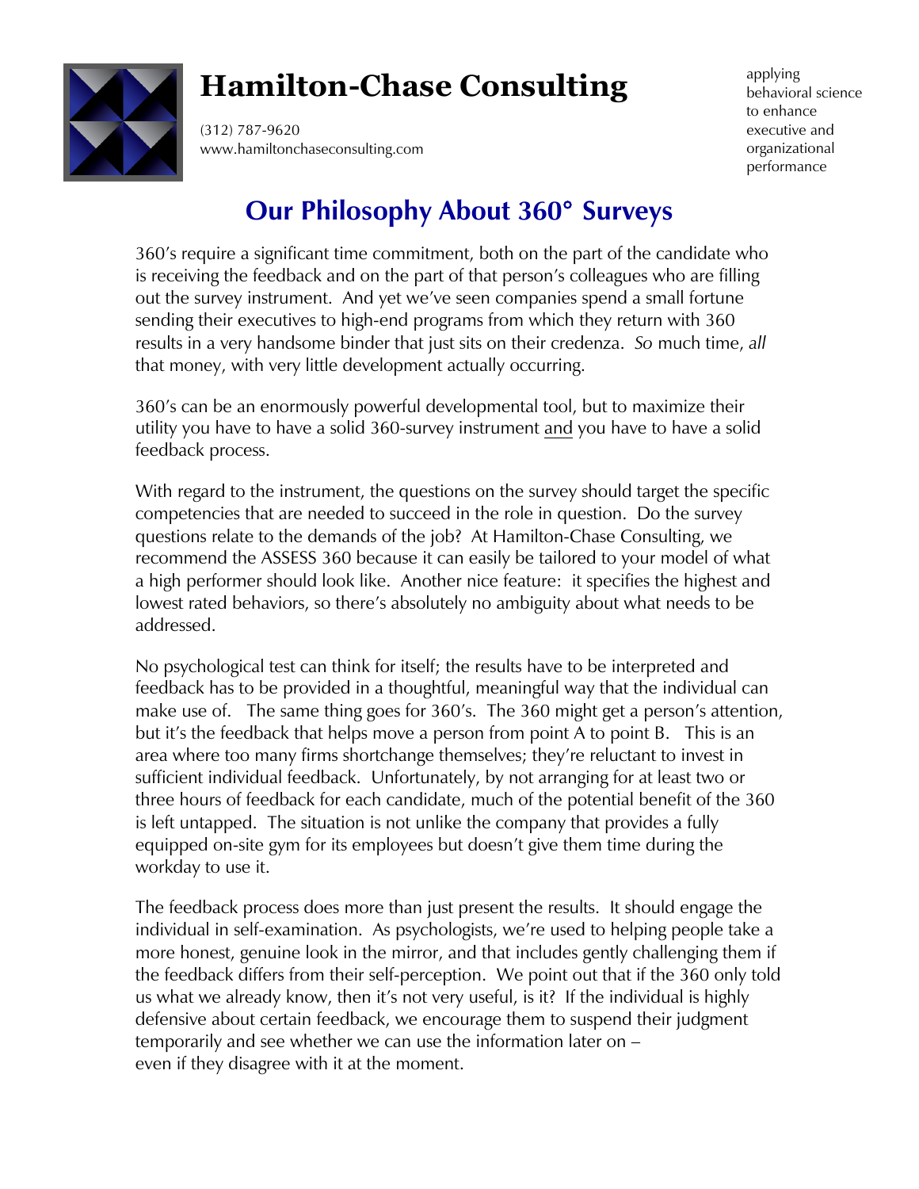# Hamilton-Chase Consulting

(312) 787-9620
www.hamiltonchaseconsulting.com

applying behavioral science to enhance executive and organizational performance

## Our Philosophy About 360° Surveys

360's require a significant time commitment, both on the part of the candidate who is receiving the feedback and on the part of that person's colleagues who are filling out the survey instrument. And yet we've seen companies spend a small fortune sending their executives to high-end programs from which they return with 360 results in a very handsome binder that just sits on their credenza. *So* much time, *all* that money, with very little development actually occurring.

360's can be an enormously powerful developmental tool, but to maximize their utility you have to have a solid 360-survey instrument <u>and</u> you have to have a solid feedback process.

With regard to the instrument, the questions on the survey should target the specific competencies that are needed to succeed in the role in question. Do the survey questions relate to the demands of the job? At Hamilton-Chase Consulting, we recommend the ASSESS 360 because it can easily be tailored to your model of what a high performer should look like. Another nice feature: it specifies the highest and lowest rated behaviors, so there's absolutely no ambiguity about what needs to be addressed.

No psychological test can think for itself; the results have to be interpreted and feedback has to be provided in a thoughtful, meaningful way that the individual can make use of. The same thing goes for 360's. The 360 might get a person's attention, but it's the feedback that helps move a person from point A to point B. This is an area where too many firms shortchange themselves; they're reluctant to invest in sufficient individual feedback. Unfortunately, by not arranging for at least two or three hours of feedback for each candidate, much of the potential benefit of the 360 is left untapped. The situation is not unlike the company that provides a fully equipped on-site gym for its employees but doesn't give them time during the workday to use it.

The feedback process does more than just present the results. It should engage the individual in self-examination. As psychologists, we're used to helping people take a more honest, genuine look in the mirror, and that includes gently challenging them if the feedback differs from their self-perception. We point out that if the 360 only told us what we already know, then it's not very useful, is it? If the individual is highly defensive about certain feedback, we encourage them to suspend their judgment temporarily and see whether we can use the information later on – even if they disagree with it at the moment.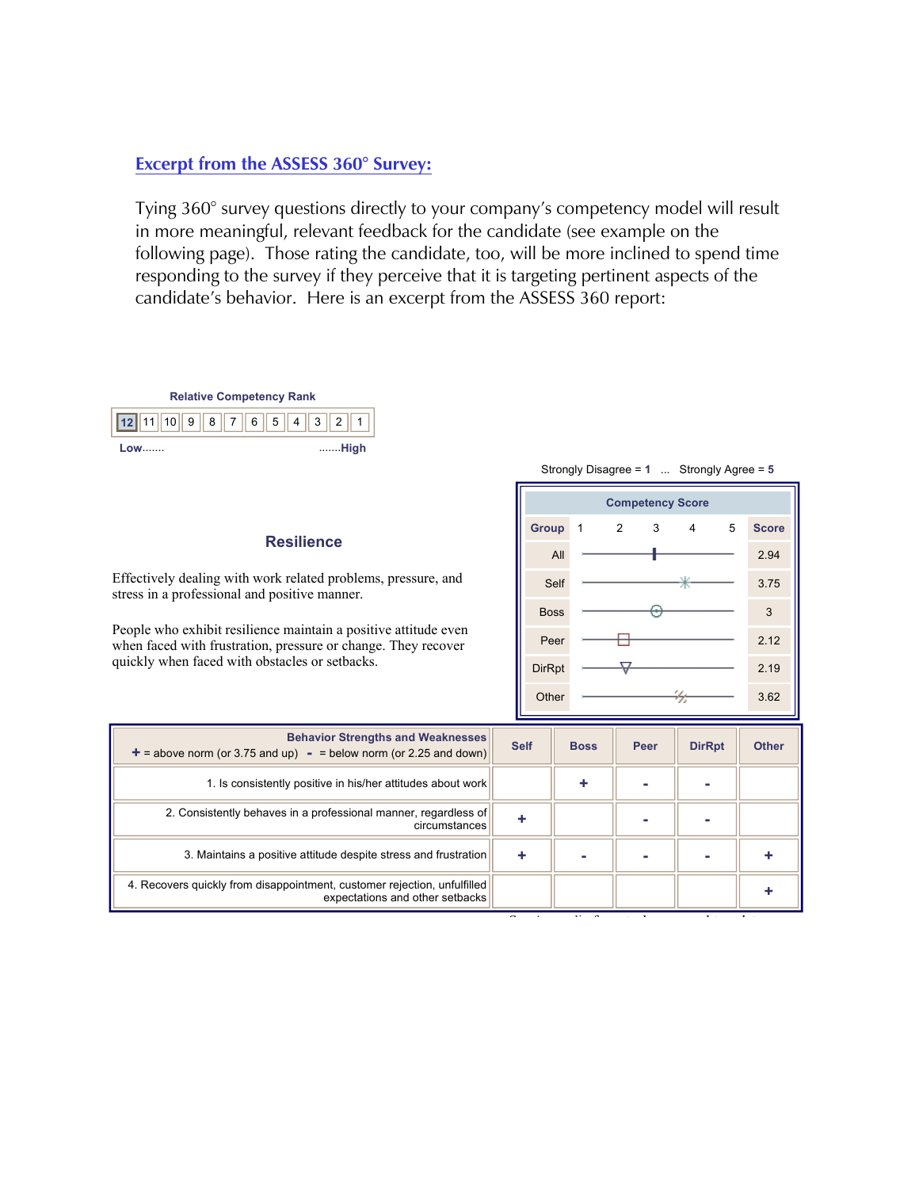## Excerpt from the ASSESS 360° Survey:

Tying 360° survey questions directly to your company's competency model will result in more meaningful, relevant feedback for the candidate (see example on the following page). Those rating the candidate, too, will be more inclined to spend time responding to the survey if they perceive that it is targeting pertinent aspects of the candidate's behavior. Here is an excerpt from the ASSESS 360 report:

**Relative Competency Rank**

| 12 | 11 | 10 | 9 | 8 | 7 | 6 | 5 | 4 | 3 | 2 | 1 |
|---|---|---|---|---|---|---|---|---|---|---|---|

**Low.......** **.......High**

### Resilience

Effectively dealing with work related problems, pressure, and stress in a professional and positive manner.

People who exhibit resilience maintain a positive attitude even when faced with frustration, pressure or change. They recover quickly when faced with obstacles or setbacks.

Strongly Disagree = **1** ... Strongly Agree = **5**

**Competency Score**

| Group | 1 2 3 4 5 | Score |
|---|---|---|
| All | | 2.94 |
| Self | | 3.75 |
| Boss | | 3 |
| Peer | | 2.12 |
| DirRpt | | 2.19 |
| Other | | 3.62 |

| **Behavior Strengths and Weaknesses** + = above norm (or 3.75 and up) - = below norm (or 2.25 and down) | Self | Boss | Peer | DirRpt | Other |
|---|---|---|---|---|---|
| 1. Is consistently positive in his/her attitudes about work | | + | - | - | |
| 2. Consistently behaves in a professional manner, regardless of circumstances | + | | - | - | |
| 3. Maintains a positive attitude despite stress and frustration | + | - | - | - | + |
| 4. Recovers quickly from disappointment, customer rejection, unfulfilled expectations and other setbacks | | | | | + |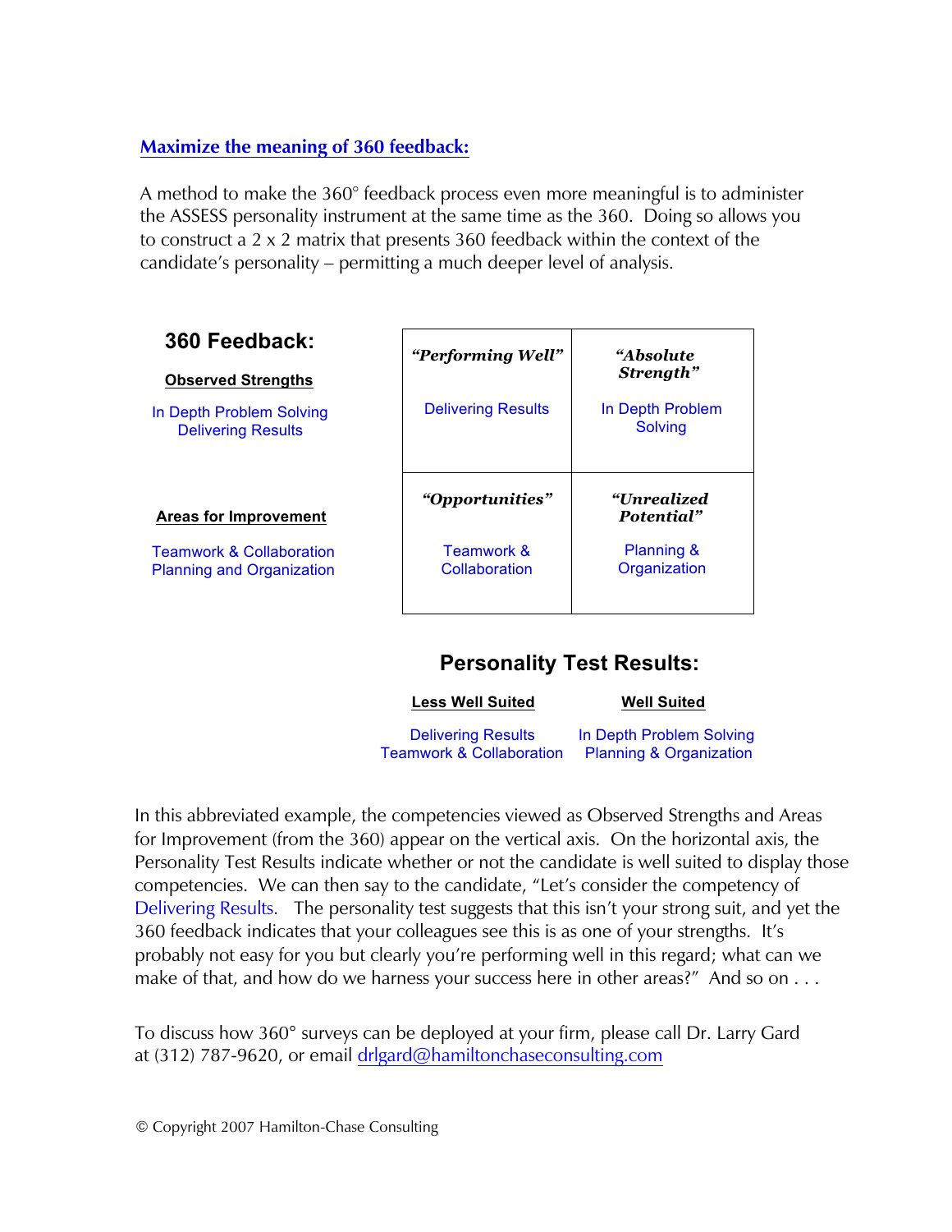## Maximize the meaning of 360 feedback:

A method to make the 360° feedback process even more meaningful is to administer the ASSESS personality instrument at the same time as the 360. Doing so allows you to construct a 2 x 2 matrix that presents 360 feedback within the context of the candidate's personality – permitting a much deeper level of analysis.

**360 Feedback:**

**Observed Strengths**

In Depth Problem Solving
Delivering Results

**Areas for Improvement**

Teamwork & Collaboration
Planning and Organization

| | | |
|---|---|---|
| **Observed Strengths** | ***"Performing Well"*** Delivering Results | ***"Absolute Strength"*** In Depth Problem Solving |
| **Areas for Improvement** | ***"Opportunities"*** Teamwork & Collaboration | ***"Unrealized Potential"*** Planning & Organization |
| | **Less Well Suited** | **Well Suited** |

**Personality Test Results:**

| Less Well Suited | Well Suited |
|---|---|
| Delivering Results | In Depth Problem Solving |
| Teamwork & Collaboration | Planning & Organization |

In this abbreviated example, the competencies viewed as Observed Strengths and Areas for Improvement (from the 360) appear on the vertical axis. On the horizontal axis, the Personality Test Results indicate whether or not the candidate is well suited to display those competencies. We can then say to the candidate, "Let's consider the competency of Delivering Results. The personality test suggests that this isn't your strong suit, and yet the 360 feedback indicates that your colleagues see this is as one of your strengths. It's probably not easy for you but clearly you're performing well in this regard; what can we make of that, and how do we harness your success here in other areas?" And so on . . .

To discuss how 360° surveys can be deployed at your firm, please call Dr. Larry Gard at (312) 787-9620, or email drlgard@hamiltonchaseconsulting.com

© Copyright 2007 Hamilton-Chase Consulting